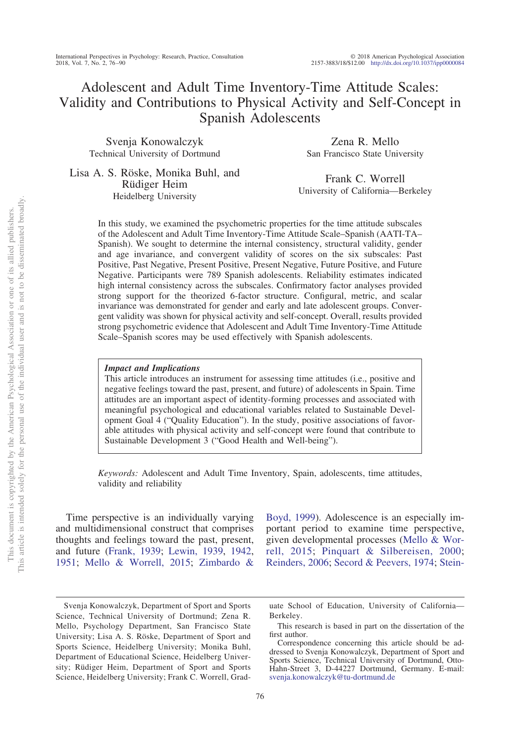# Adolescent and Adult Time Inventory-Time Attitude Scales: Validity and Contributions to Physical Activity and Self-Concept in Spanish Adolescents

Svenja Konowalczyk
Technical University of Dortmund

Zena R. Mello
San Francisco State University

Lisa A. S. Röske, Monika Buhl, and Rüdiger Heim
Heidelberg University

Frank C. Worrell
University of California—Berkeley

In this study, we examined the psychometric properties for the time attitude subscales of the Adolescent and Adult Time Inventory-Time Attitude Scale–Spanish (AATI-TA–Spanish). We sought to determine the internal consistency, structural validity, gender and age invariance, and convergent validity of scores on the six subscales: Past Positive, Past Negative, Present Positive, Present Negative, Future Positive, and Future Negative. Participants were 789 Spanish adolescents. Reliability estimates indicated high internal consistency across the subscales. Confirmatory factor analyses provided strong support for the theorized 6-factor structure. Configural, metric, and scalar invariance was demonstrated for gender and early and late adolescent groups. Convergent validity was shown for physical activity and self-concept. Overall, results provided strong psychometric evidence that Adolescent and Adult Time Inventory-Time Attitude Scale–Spanish scores may be used effectively with Spanish adolescents.

> ***Impact and Implications***
>
> This article introduces an instrument for assessing time attitudes (i.e., positive and negative feelings toward the past, present, and future) of adolescents in Spain. Time attitudes are an important aspect of identity-forming processes and associated with meaningful psychological and educational variables related to Sustainable Development Goal 4 ("Quality Education"). In the study, positive associations of favorable attitudes with physical activity and self-concept were found that contribute to Sustainable Development 3 ("Good Health and Well-being").

*Keywords:* Adolescent and Adult Time Inventory, Spain, adolescents, time attitudes, validity and reliability

Time perspective is an individually varying and multidimensional construct that comprises thoughts and feelings toward the past, present, and future (Frank, 1939; Lewin, 1939, 1942, 1951; Mello & Worrell, 2015; Zimbardo & Boyd, 1999). Adolescence is an especially important period to examine time perspective, given developmental processes (Mello & Worrell, 2015; Pinquart & Silbereisen, 2000; Reinders, 2006; Secord & Peevers, 1974; Stein-

Svenja Konowalczyk, Department of Sport and Sports Science, Technical University of Dortmund; Zena R. Mello, Psychology Department, San Francisco State University; Lisa A. S. Röske, Department of Sport and Sports Science, Heidelberg University; Monika Buhl, Department of Educational Science, Heidelberg University; Rüdiger Heim, Department of Sport and Sports Science, Heidelberg University; Frank C. Worrell, Graduate School of Education, University of California—Berkeley.

This research is based in part on the dissertation of the first author.

Correspondence concerning this article should be addressed to Svenja Konowalczyk, Department of Sport and Sports Science, Technical University of Dortmund, Otto-Hahn-Street 3, D-44227 Dortmund, Germany. E-mail: svenja.konowalczyk@tu-dortmund.de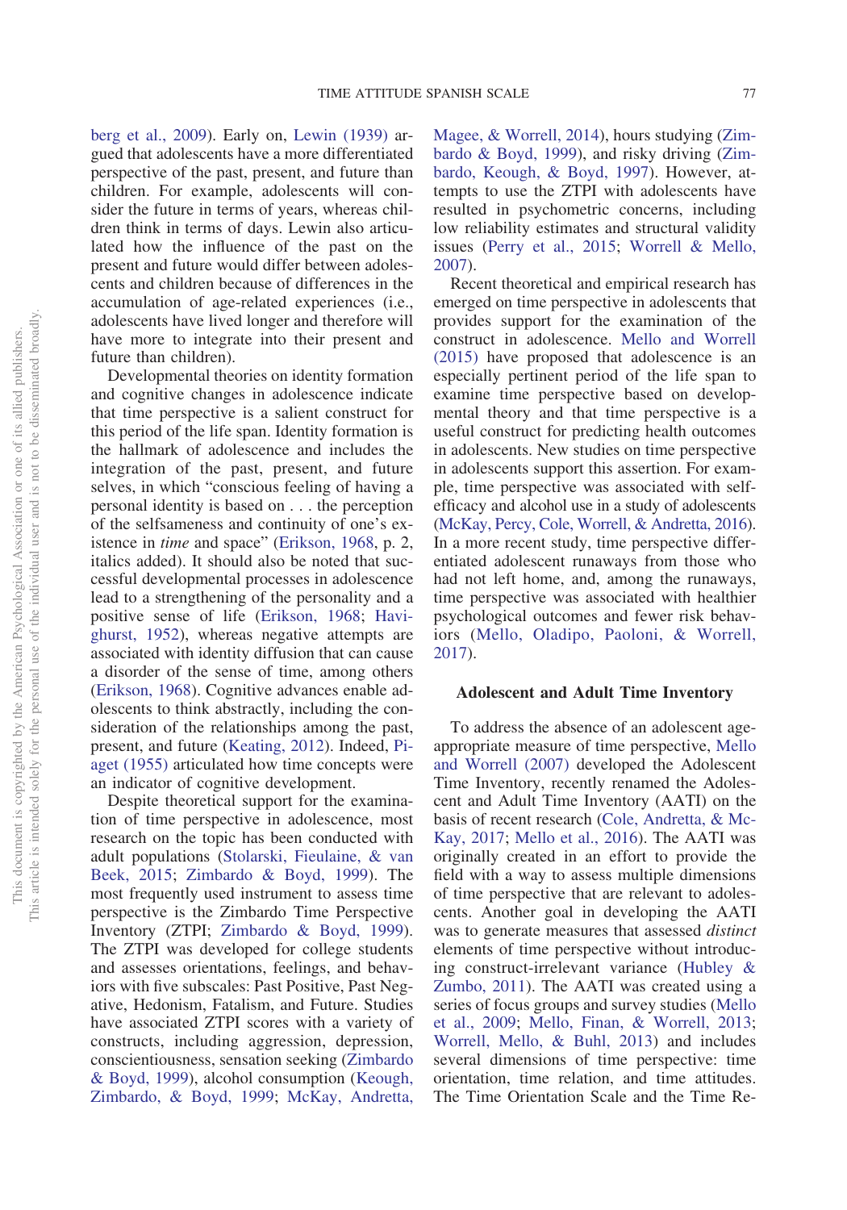berg et al., 2009). Early on, Lewin (1939) argued that adolescents have a more differentiated perspective of the past, present, and future than children. For example, adolescents will consider the future in terms of years, whereas children think in terms of days. Lewin also articulated how the influence of the past on the present and future would differ between adolescents and children because of differences in the accumulation of age-related experiences (i.e., adolescents have lived longer and therefore will have more to integrate into their present and future than children).

Developmental theories on identity formation and cognitive changes in adolescence indicate that time perspective is a salient construct for this period of the life span. Identity formation is the hallmark of adolescence and includes the integration of the past, present, and future selves, in which "conscious feeling of having a personal identity is based on . . . the perception of the selfsameness and continuity of one's existence in *time* and space" (Erikson, 1968, p. 2, italics added). It should also be noted that successful developmental processes in adolescence lead to a strengthening of the personality and a positive sense of life (Erikson, 1968; Havighurst, 1952), whereas negative attempts are associated with identity diffusion that can cause a disorder of the sense of time, among others (Erikson, 1968). Cognitive advances enable adolescents to think abstractly, including the consideration of the relationships among the past, present, and future (Keating, 2012). Indeed, Piaget (1955) articulated how time concepts were an indicator of cognitive development.

Despite theoretical support for the examination of time perspective in adolescence, most research on the topic has been conducted with adult populations (Stolarski, Fieulaine, & van Beek, 2015; Zimbardo & Boyd, 1999). The most frequently used instrument to assess time perspective is the Zimbardo Time Perspective Inventory (ZTPI; Zimbardo & Boyd, 1999). The ZTPI was developed for college students and assesses orientations, feelings, and behaviors with five subscales: Past Positive, Past Negative, Hedonism, Fatalism, and Future. Studies have associated ZTPI scores with a variety of constructs, including aggression, depression, conscientiousness, sensation seeking (Zimbardo & Boyd, 1999), alcohol consumption (Keough, Zimbardo, & Boyd, 1999; McKay, Andretta, Magee, & Worrell, 2014), hours studying (Zimbardo & Boyd, 1999), and risky driving (Zimbardo, Keough, & Boyd, 1997). However, attempts to use the ZTPI with adolescents have resulted in psychometric concerns, including low reliability estimates and structural validity issues (Perry et al., 2015; Worrell & Mello, 2007).

Recent theoretical and empirical research has emerged on time perspective in adolescents that provides support for the examination of the construct in adolescence. Mello and Worrell (2015) have proposed that adolescence is an especially pertinent period of the life span to examine time perspective based on developmental theory and that time perspective is a useful construct for predicting health outcomes in adolescents. New studies on time perspective in adolescents support this assertion. For example, time perspective was associated with self-efficacy and alcohol use in a study of adolescents (McKay, Percy, Cole, Worrell, & Andretta, 2016). In a more recent study, time perspective differentiated adolescent runaways from those who had not left home, and, among the runaways, time perspective was associated with healthier psychological outcomes and fewer risk behaviors (Mello, Oladipo, Paoloni, & Worrell, 2017).

## Adolescent and Adult Time Inventory

To address the absence of an adolescent age-appropriate measure of time perspective, Mello and Worrell (2007) developed the Adolescent Time Inventory, recently renamed the Adolescent and Adult Time Inventory (AATI) on the basis of recent research (Cole, Andretta, & McKay, 2017; Mello et al., 2016). The AATI was originally created in an effort to provide the field with a way to assess multiple dimensions of time perspective that are relevant to adolescents. Another goal in developing the AATI was to generate measures that assessed *distinct* elements of time perspective without introducing construct-irrelevant variance (Hubley & Zumbo, 2011). The AATI was created using a series of focus groups and survey studies (Mello et al., 2009; Mello, Finan, & Worrell, 2013; Worrell, Mello, & Buhl, 2013) and includes several dimensions of time perspective: time orientation, time relation, and time attitudes. The Time Orientation Scale and the Time Re-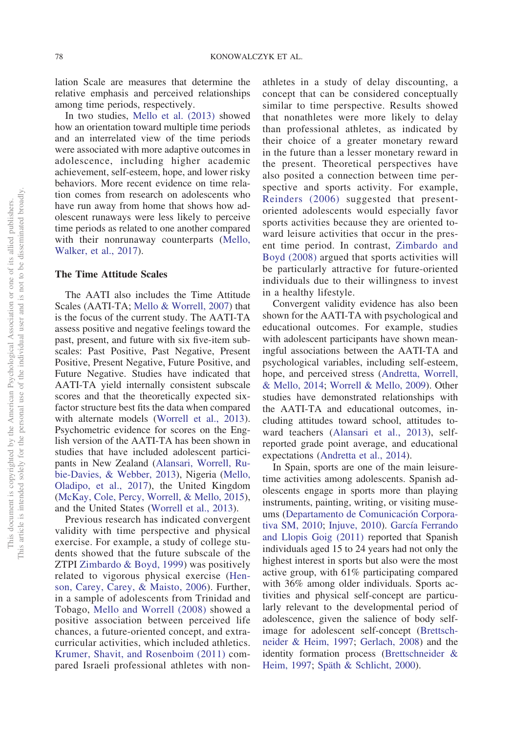lation Scale are measures that determine the relative emphasis and perceived relationships among time periods, respectively.

In two studies, Mello et al. (2013) showed how an orientation toward multiple time periods and an interrelated view of the time periods were associated with more adaptive outcomes in adolescence, including higher academic achievement, self-esteem, hope, and lower risky behaviors. More recent evidence on time relation comes from research on adolescents who have run away from home that shows how adolescent runaways were less likely to perceive time periods as related to one another compared with their nonrunaway counterparts (Mello, Walker, et al., 2017).

### The Time Attitude Scales

The AATI also includes the Time Attitude Scales (AATI-TA; Mello & Worrell, 2007) that is the focus of the current study. The AATI-TA assess positive and negative feelings toward the past, present, and future with six five-item subscales: Past Positive, Past Negative, Present Positive, Present Negative, Future Positive, and Future Negative. Studies have indicated that AATI-TA yield internally consistent subscale scores and that the theoretically expected six-factor structure best fits the data when compared with alternate models (Worrell et al., 2013). Psychometric evidence for scores on the English version of the AATI-TA has been shown in studies that have included adolescent participants in New Zealand (Alansari, Worrell, Rubie-Davies, & Webber, 2013), Nigeria (Mello, Oladipo, et al., 2017), the United Kingdom (McKay, Cole, Percy, Worrell, & Mello, 2015), and the United States (Worrell et al., 2013).

Previous research has indicated convergent validity with time perspective and physical exercise. For example, a study of college students showed that the future subscale of the ZTPI Zimbardo & Boyd, 1999) was positively related to vigorous physical exercise (Henson, Carey, Carey, & Maisto, 2006). Further, in a sample of adolescents from Trinidad and Tobago, Mello and Worrell (2008) showed a positive association between perceived life chances, a future-oriented concept, and extracurricular activities, which included athletics. Krumer, Shavit, and Rosenboim (2011) compared Israeli professional athletes with nonathletes in a study of delay discounting, a concept that can be considered conceptually similar to time perspective. Results showed that nonathletes were more likely to delay than professional athletes, as indicated by their choice of a greater monetary reward in the future than a lesser monetary reward in the present. Theoretical perspectives have also posited a connection between time perspective and sports activity. For example, Reinders (2006) suggested that present-oriented adolescents would especially favor sports activities because they are oriented toward leisure activities that occur in the present time period. In contrast, Zimbardo and Boyd (2008) argued that sports activities will be particularly attractive for future-oriented individuals due to their willingness to invest in a healthy lifestyle.

Convergent validity evidence has also been shown for the AATI-TA with psychological and educational outcomes. For example, studies with adolescent participants have shown meaningful associations between the AATI-TA and psychological variables, including self-esteem, hope, and perceived stress (Andretta, Worrell, & Mello, 2014; Worrell & Mello, 2009). Other studies have demonstrated relationships with the AATI-TA and educational outcomes, including attitudes toward school, attitudes toward teachers (Alansari et al., 2013), self-reported grade point average, and educational expectations (Andretta et al., 2014).

In Spain, sports are one of the main leisure-time activities among adolescents. Spanish adolescents engage in sports more than playing instruments, painting, writing, or visiting museums (Departamento de Comunicación Corporativa SM, 2010; Injuve, 2010). García Ferrando and Llopis Goig (2011) reported that Spanish individuals aged 15 to 24 years had not only the highest interest in sports but also were the most active group, with 61% participating compared with 36% among older individuals. Sports activities and physical self-concept are particularly relevant to the developmental period of adolescence, given the salience of body self-image for adolescent self-concept (Brettschneider & Heim, 1997; Gerlach, 2008) and the identity formation process (Brettschneider & Heim, 1997; Späth & Schlicht, 2000).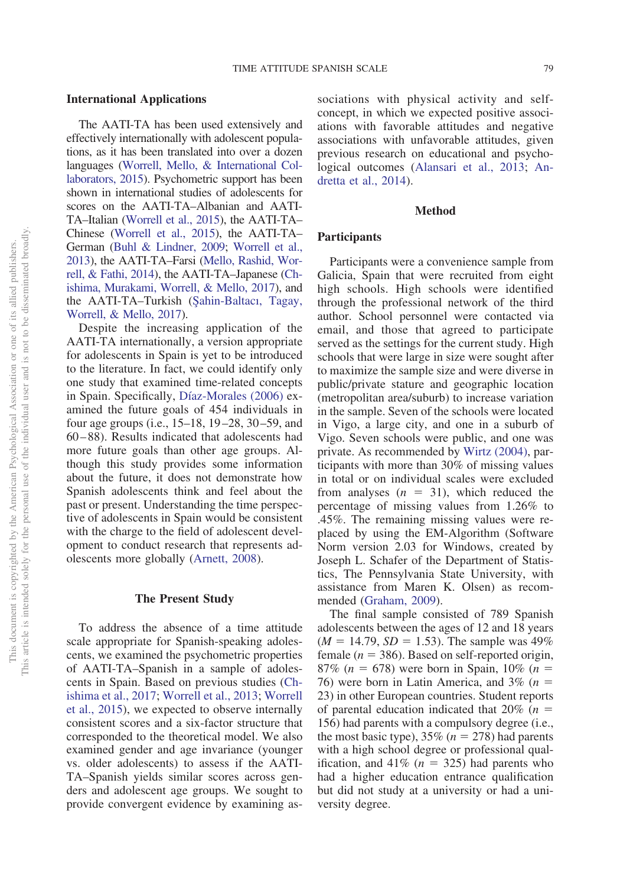## International Applications

The AATI-TA has been used extensively and effectively internationally with adolescent populations, as it has been translated into over a dozen languages (Worrell, Mello, & International Collaborators, 2015). Psychometric support has been shown in international studies of adolescents for scores on the AATI-TA–Albanian and AATI-TA–Italian (Worrell et al., 2015), the AATI-TA–Chinese (Worrell et al., 2015), the AATI-TA–German (Buhl & Lindner, 2009; Worrell et al., 2013), the AATI-TA–Farsi (Mello, Rashid, Worrell, & Fathi, 2014), the AATI-TA–Japanese (Chishima, Murakami, Worrell, & Mello, 2017), and the AATI-TA–Turkish (Şahin-Baltacı, Tagay, Worrell, & Mello, 2017).

Despite the increasing application of the AATI-TA internationally, a version appropriate for adolescents in Spain is yet to be introduced to the literature. In fact, we could identify only one study that examined time-related concepts in Spain. Specifically, Díaz-Morales (2006) examined the future goals of 454 individuals in four age groups (i.e., 15–18, 19–28, 30–59, and 60–88). Results indicated that adolescents had more future goals than other age groups. Although this study provides some information about the future, it does not demonstrate how Spanish adolescents think and feel about the past or present. Understanding the time perspective of adolescents in Spain would be consistent with the charge to the field of adolescent development to conduct research that represents adolescents more globally (Arnett, 2008).

## The Present Study

To address the absence of a time attitude scale appropriate for Spanish-speaking adolescents, we examined the psychometric properties of AATI-TA–Spanish in a sample of adolescents in Spain. Based on previous studies (Chishima et al., 2017; Worrell et al., 2013; Worrell et al., 2015), we expected to observe internally consistent scores and a six-factor structure that corresponded to the theoretical model. We also examined gender and age invariance (younger vs. older adolescents) to assess if the AATI-TA–Spanish yields similar scores across genders and adolescent age groups. We sought to provide convergent evidence by examining associations with physical activity and self-concept, in which we expected positive associations with favorable attitudes and negative associations with unfavorable attitudes, given previous research on educational and psychological outcomes (Alansari et al., 2013; Andretta et al., 2014).

# Method

## Participants

Participants were a convenience sample from Galicia, Spain that were recruited from eight high schools. High schools were identified through the professional network of the third author. School personnel were contacted via email, and those that agreed to participate served as the settings for the current study. High schools that were large in size were sought after to maximize the sample size and were diverse in public/private stature and geographic location (metropolitan area/suburb) to increase variation in the sample. Seven of the schools were located in Vigo, a large city, and one in a suburb of Vigo. Seven schools were public, and one was private. As recommended by Wirtz (2004), participants with more than 30% of missing values in total or on individual scales were excluded from analyses ($n = 31$), which reduced the percentage of missing values from 1.26% to .45%. The remaining missing values were replaced by using the EM-Algorithm (Software Norm version 2.03 for Windows, created by Joseph L. Schafer of the Department of Statistics, The Pennsylvania State University, with assistance from Maren K. Olsen) as recommended (Graham, 2009).

The final sample consisted of 789 Spanish adolescents between the ages of 12 and 18 years ($M = 14.79$, $SD = 1.53$). The sample was 49% female ($n = 386$). Based on self-reported origin, 87% ($n = 678$) were born in Spain, 10% ($n = 76$) were born in Latin America, and 3% ($n = 23$) in other European countries. Student reports of parental education indicated that 20% ($n = 156$) had parents with a compulsory degree (i.e., the most basic type), 35% ($n = 278$) had parents with a high school degree or professional qualification, and 41% ($n = 325$) had parents who had a higher education entrance qualification but did not study at a university or had a university degree.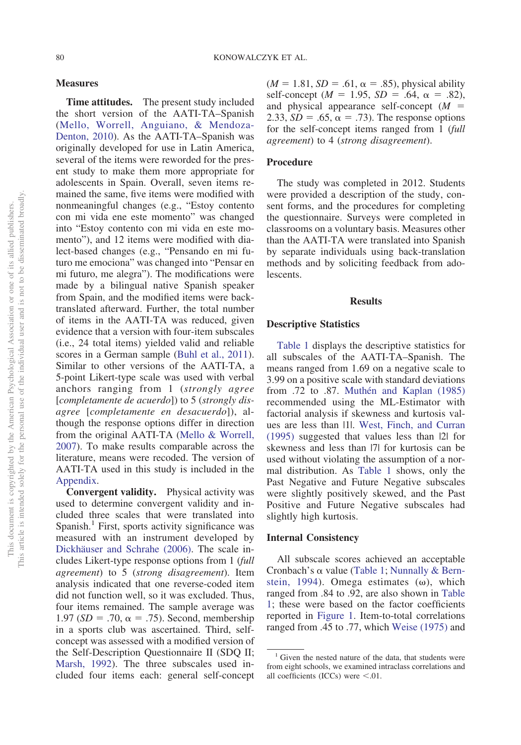## Measures

**Time attitudes.** The present study included the short version of the AATI-TA–Spanish (Mello, Worrell, Anguiano, & Mendoza-Denton, 2010). As the AATI-TA–Spanish was originally developed for use in Latin America, several of the items were reworded for the present study to make them more appropriate for adolescents in Spain. Overall, seven items remained the same, five items were modified with nonmeaningful changes (e.g., "Estoy contento con mi vida ene este momento" was changed into "Estoy contento con mi vida en este momento"), and 12 items were modified with dialect-based changes (e.g., "Pensando en mi futuro me emociona" was changed into "Pensar en mi futuro, me alegra"). The modifications were made by a bilingual native Spanish speaker from Spain, and the modified items were back-translated afterward. Further, the total number of items in the AATI-TA was reduced, given evidence that a version with four-item subscales (i.e., 24 total items) yielded valid and reliable scores in a German sample (Buhl et al., 2011). Similar to other versions of the AATI-TA, a 5-point Likert-type scale was used with verbal anchors ranging from 1 (*strongly agree* [*completamente de acuerdo*]) to 5 (*strongly disagree* [*completamente en desacuerdo*]), although the response options differ in direction from the original AATI-TA (Mello & Worrell, 2007). To make results comparable across the literature, means were recoded. The version of AATI-TA used in this study is included in the Appendix.

**Convergent validity.** Physical activity was used to determine convergent validity and included three scales that were translated into Spanish.[1] First, sports activity significance was measured with an instrument developed by Dickhäuser and Schrahe (2006). The scale includes Likert-type response options from 1 (*full agreement*) to 5 (*strong disagreement*). Item analysis indicated that one reverse-coded item did not function well, so it was excluded. Thus, four items remained. The sample average was 1.97 ($SD = .70$, $\alpha = .75$). Second, membership in a sports club was ascertained. Third, self-concept was assessed with a modified version of the Self-Description Questionnaire II (SDQ II; Marsh, 1992). The three subscales used included four items each: general self-concept ($M = 1.81$, $SD = .61$, $\alpha = .85$), physical ability self-concept ($M = 1.95$, $SD = .64$, $\alpha = .82$), and physical appearance self-concept ($M = 2.33$, $SD = .65$, $\alpha = .73$). The response options for the self-concept items ranged from 1 (*full agreement*) to 4 (*strong disagreement*).

## Procedure

The study was completed in 2012. Students were provided a description of the study, consent forms, and the procedures for completing the questionnaire. Surveys were completed in classrooms on a voluntary basis. Measures other than the AATI-TA were translated into Spanish by separate individuals using back-translation methods and by soliciting feedback from adolescents.

# Results

## Descriptive Statistics

Table 1 displays the descriptive statistics for all subscales of the AATI-TA–Spanish. The means ranged from 1.69 on a negative scale to 3.99 on a positive scale with standard deviations from .72 to .87. Muthén and Kaplan (1985) recommended using the ML-Estimator with factorial analysis if skewness and kurtosis values are less than |1|. West, Finch, and Curran (1995) suggested that values less than |2| for skewness and less than |7| for kurtosis can be used without violating the assumption of a normal distribution. As Table 1 shows, only the Past Negative and Future Negative subscales were slightly positively skewed, and the Past Positive and Future Negative subscales had slightly high kurtosis.

## Internal Consistency

All subscale scores achieved an acceptable Cronbach's α value (Table 1; Nunnally & Bernstein, 1994). Omega estimates (ω), which ranged from .84 to .92, are also shown in Table 1; these were based on the factor coefficients reported in Figure 1. Item-to-total correlations ranged from .45 to .77, which Weise (1975) and

[1] Given the nested nature of the data, that students were from eight schools, we examined intraclass correlations and all coefficients (ICCs) were <.01.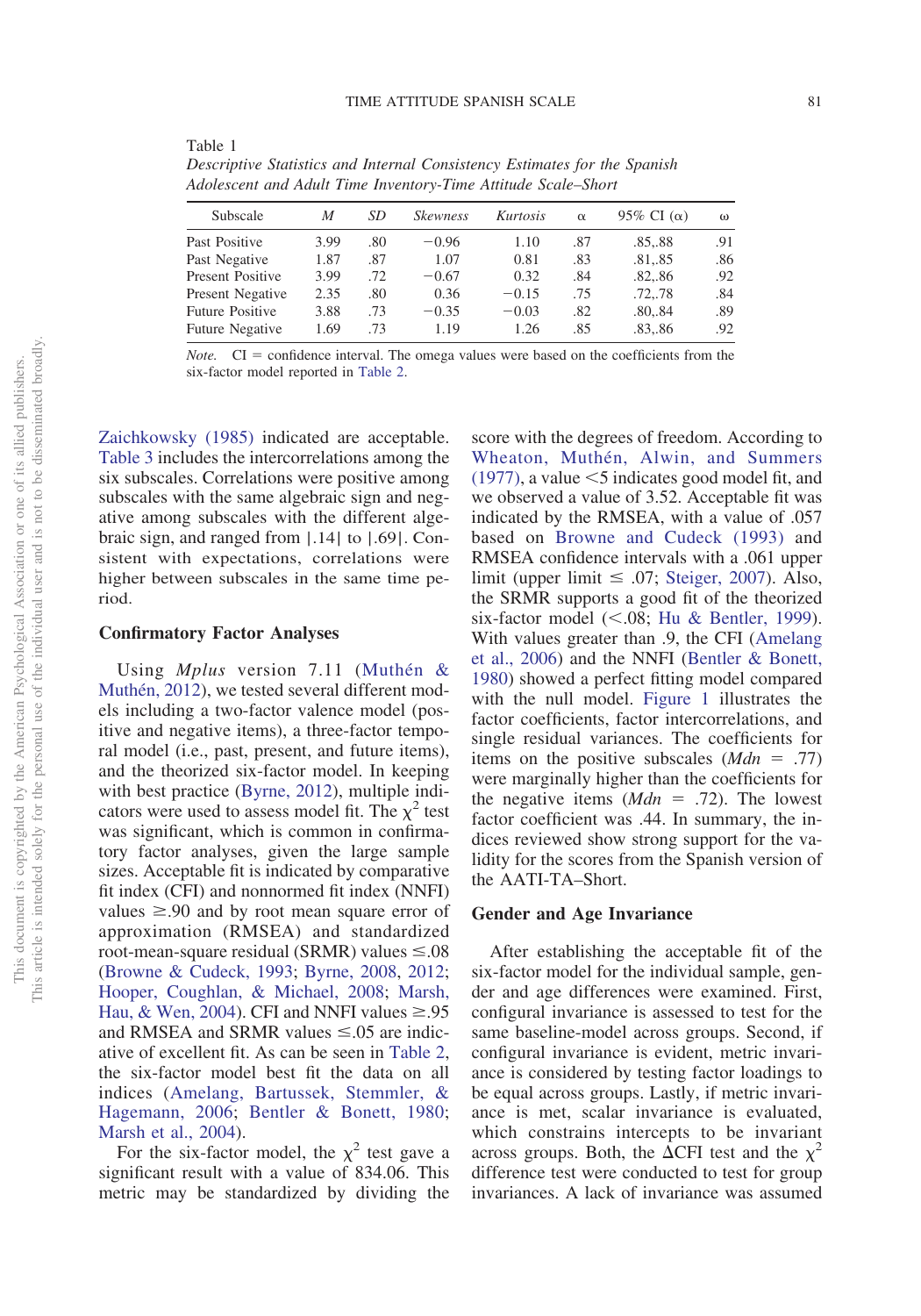Table 1
*Descriptive Statistics and Internal Consistency Estimates for the Spanish Adolescent and Adult Time Inventory-Time Attitude Scale–Short*

| Subscale | *M* | *SD* | *Skewness* | *Kurtosis* | α | 95% CI (α) | ω |
|---|---|---|---|---|---|---|---|
| Past Positive | 3.99 | .80 | −0.96 | 1.10 | .87 | .85,.88 | .91 |
| Past Negative | 1.87 | .87 | 1.07 | 0.81 | .83 | .81,.85 | .86 |
| Present Positive | 3.99 | .72 | −0.67 | 0.32 | .84 | .82,.86 | .92 |
| Present Negative | 2.35 | .80 | 0.36 | −0.15 | .75 | .72,.78 | .84 |
| Future Positive | 3.88 | .73 | −0.35 | −0.03 | .82 | .80,.84 | .89 |
| Future Negative | 1.69 | .73 | 1.19 | 1.26 | .85 | .83,.86 | .92 |

*Note.* CI = confidence interval. The omega values were based on the coefficients from the six-factor model reported in Table 2.

Zaichkowsky (1985) indicated are acceptable. Table 3 includes the intercorrelations among the six subscales. Correlations were positive among subscales with the same algebraic sign and negative among subscales with the different algebraic sign, and ranged from |.14| to |.69|. Consistent with expectations, correlations were higher between subscales in the same time period.

### Confirmatory Factor Analyses

Using *Mplus* version 7.11 (Muthén & Muthén, 2012), we tested several different models including a two-factor valence model (positive and negative items), a three-factor temporal model (i.e., past, present, and future items), and the theorized six-factor model. In keeping with best practice (Byrne, 2012), multiple indicators were used to assess model fit. The $\chi^2$ test was significant, which is common in confirmatory factor analyses, given the large sample sizes. Acceptable fit is indicated by comparative fit index (CFI) and nonnormed fit index (NNFI) values ≥.90 and by root mean square error of approximation (RMSEA) and standardized root-mean-square residual (SRMR) values ≤.08 (Browne & Cudeck, 1993; Byrne, 2008, 2012; Hooper, Coughlan, & Michael, 2008; Marsh, Hau, & Wen, 2004). CFI and NNFI values ≥.95 and RMSEA and SRMR values ≤.05 are indicative of excellent fit. As can be seen in Table 2, the six-factor model best fit the data on all indices (Amelang, Bartussek, Stemmler, & Hagemann, 2006; Bentler & Bonett, 1980; Marsh et al., 2004).

For the six-factor model, the $\chi^2$ test gave a significant result with a value of 834.06. This metric may be standardized by dividing the score with the degrees of freedom. According to Wheaton, Muthén, Alwin, and Summers (1977), a value <5 indicates good model fit, and we observed a value of 3.52. Acceptable fit was indicated by the RMSEA, with a value of .057 based on Browne and Cudeck (1993) and RMSEA confidence intervals with a .061 upper limit (upper limit ≤ .07; Steiger, 2007). Also, the SRMR supports a good fit of the theorized six-factor model (<.08; Hu & Bentler, 1999). With values greater than .9, the CFI (Amelang et al., 2006) and the NNFI (Bentler & Bonett, 1980) showed a perfect fitting model compared with the null model. Figure 1 illustrates the factor coefficients, factor intercorrelations, and single residual variances. The coefficients for items on the positive subscales (*Mdn* = .77) were marginally higher than the coefficients for the negative items (*Mdn* = .72). The lowest factor coefficient was .44. In summary, the indices reviewed show strong support for the validity for the scores from the Spanish version of the AATI-TA–Short.

### Gender and Age Invariance

After establishing the acceptable fit of the six-factor model for the individual sample, gender and age differences were examined. First, configural invariance is assessed to test for the same baseline-model across groups. Second, if configural invariance is evident, metric invariance is considered by testing factor loadings to be equal across groups. Lastly, if metric invariance is met, scalar invariance is evaluated, which constrains intercepts to be invariant across groups. Both, the ΔCFI test and the $\chi^2$ difference test were conducted to test for group invariances. A lack of invariance was assumed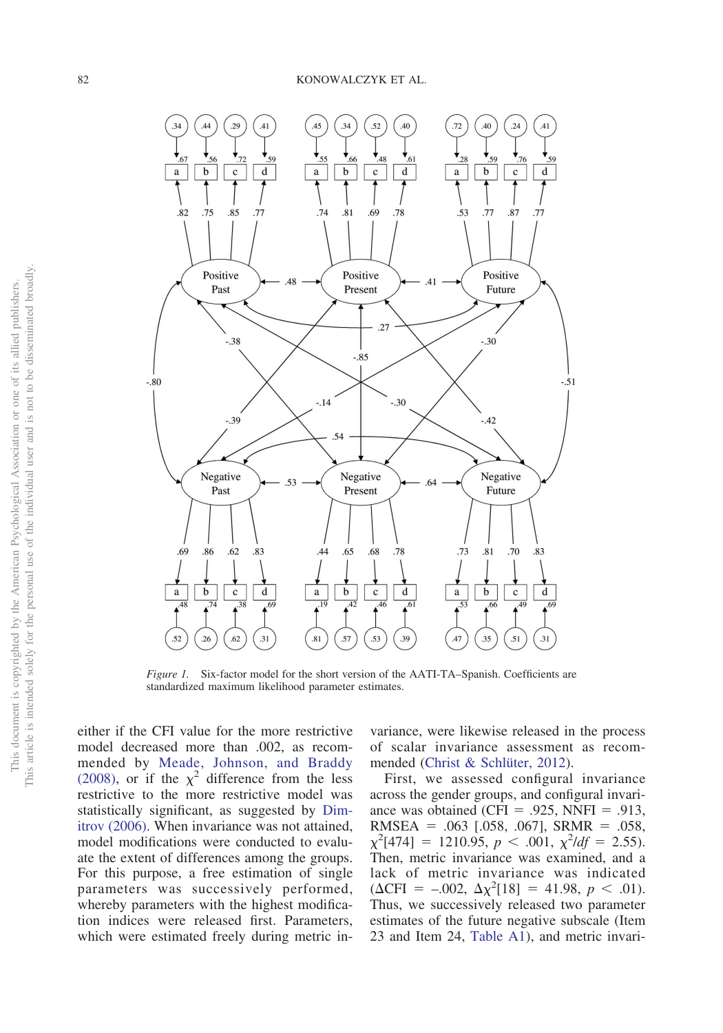*Figure 1.* Six-factor model for the short version of the AATI-TA–Spanish. Coefficients are standardized maximum likelihood parameter estimates.

either if the CFI value for the more restrictive model decreased more than .002, as recommended by Meade, Johnson, and Braddy (2008), or if the $\chi^2$ difference from the less restrictive to the more restrictive model was statistically significant, as suggested by Dimitrov (2006). When invariance was not attained, model modifications were conducted to evaluate the extent of differences among the groups. For this purpose, a free estimation of single parameters was successively performed, whereby parameters with the highest modification indices were released first. Parameters, which were estimated freely during metric invariance, were likewise released in the process of scalar invariance assessment as recommended (Christ & Schlüter, 2012).

First, we assessed configural invariance across the gender groups, and configural invariance was obtained (CFI = .925, NNFI = .913, RMSEA = .063 [.058, .067], SRMR = .058, $\chi^2[474]$ = 1210.95, $p$ < .001, $\chi^2/df$ = 2.55). Then, metric invariance was examined, and a lack of metric invariance was indicated ($\Delta$CFI = –.002, $\Delta\chi^2[18]$ = 41.98, $p$ < .01). Thus, we successively released two parameter estimates of the future negative subscale (Item 23 and Item 24, Table A1), and metric invari-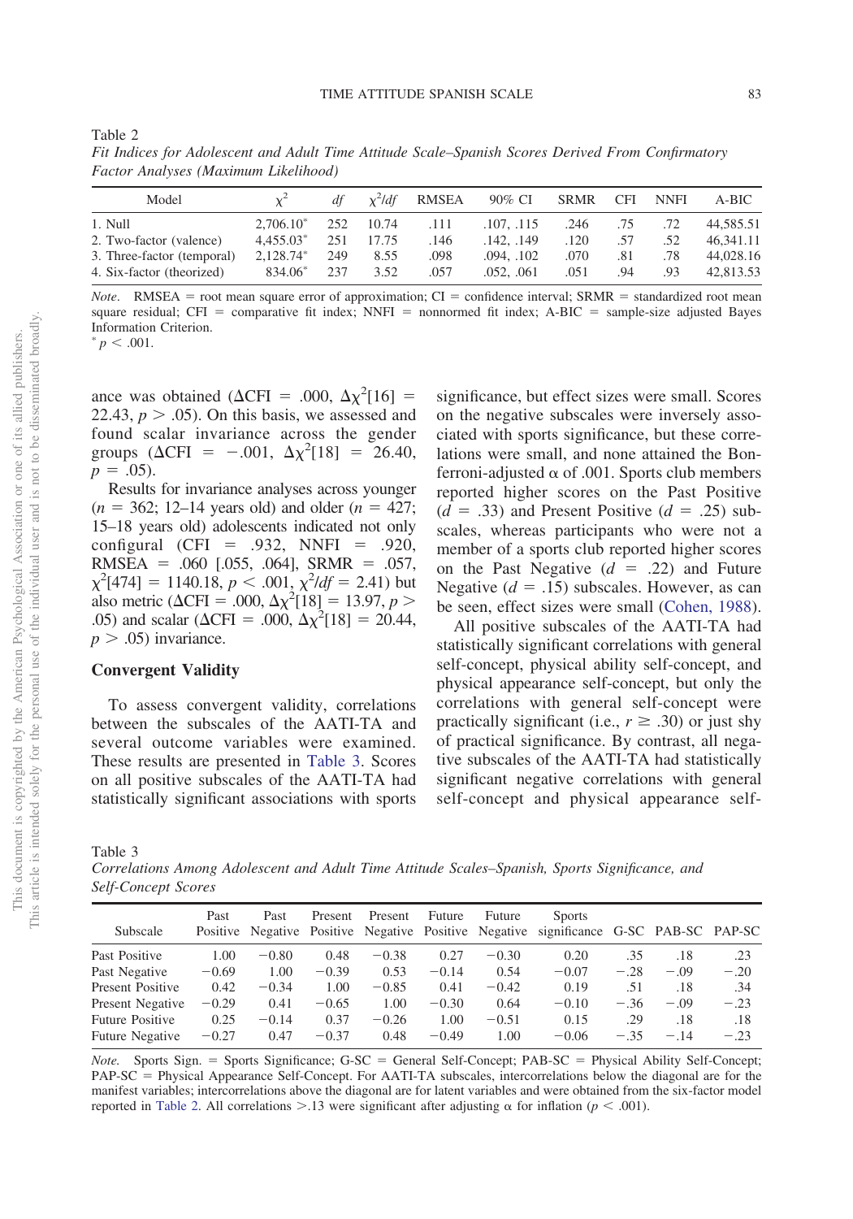Table 2

*Fit Indices for Adolescent and Adult Time Attitude Scale–Spanish Scores Derived From Confirmatory Factor Analyses (Maximum Likelihood)*

| Model | $\chi^2$ | *df* | $\chi^2/df$ | RMSEA | 90% CI | SRMR | CFI | NNFI | A-BIC |
|---|---|---|---|---|---|---|---|---|---|
| 1. Null | 2,706.10* | 252 | 10.74 | .111 | .107, .115 | .246 | .75 | .72 | 44,585.51 |
| 2. Two-factor (valence) | 4,455.03* | 251 | 17.75 | .146 | .142, .149 | .120 | .57 | .52 | 46,341.11 |
| 3. Three-factor (temporal) | 2,128.74* | 249 | 8.55 | .098 | .094, .102 | .070 | .81 | .78 | 44,028.16 |
| 4. Six-factor (theorized) | 834.06* | 237 | 3.52 | .057 | .052, .061 | .051 | .94 | .93 | 42,813.53 |

*Note*. RMSEA = root mean square error of approximation; CI = confidence interval; SRMR = standardized root mean square residual; CFI = comparative fit index; NNFI = nonnormed fit index; A-BIC = sample-size adjusted Bayes Information Criterion.

* $p < .001$.

ance was obtained ($\Delta$CFI = .000, $\Delta\chi^2[16] = 22.43$, $p > .05$). On this basis, we assessed and found scalar invariance across the gender groups ($\Delta$CFI = −.001, $\Delta\chi^2[18] = 26.40$, $p = .05$).

Results for invariance analyses across younger ($n = 362$; 12–14 years old) and older ($n = 427$; 15–18 years old) adolescents indicated not only configural (CFI = .932, NNFI = .920, RMSEA = .060 [.055, .064], SRMR = .057, $\chi^2[474] = 1140.18$, $p < .001$, $\chi^2/df = 2.41$) but also metric ($\Delta$CFI = .000, $\Delta\chi^2[18] = 13.97$, $p > .05$) and scalar ($\Delta$CFI = .000, $\Delta\chi^2[18] = 20.44$, $p > .05$) invariance.

## Convergent Validity

To assess convergent validity, correlations between the subscales of the AATI-TA and several outcome variables were examined. These results are presented in Table 3. Scores on all positive subscales of the AATI-TA had statistically significant associations with sports significance, but effect sizes were small. Scores on the negative subscales were inversely associated with sports significance, but these correlations were small, and none attained the Bonferroni-adjusted $\alpha$ of .001. Sports club members reported higher scores on the Past Positive ($d = .33$) and Present Positive ($d = .25$) subscales, whereas participants who were not a member of a sports club reported higher scores on the Past Negative ($d = .22$) and Future Negative ($d = .15$) subscales. However, as can be seen, effect sizes were small (Cohen, 1988).

All positive subscales of the AATI-TA had statistically significant correlations with general self-concept, physical ability self-concept, and physical appearance self-concept, but only the correlations with general self-concept were practically significant (i.e., $r \geq .30$) or just shy of practical significance. By contrast, all negative subscales of the AATI-TA had statistically significant negative correlations with general self-concept and physical appearance self-

Table 3

*Correlations Among Adolescent and Adult Time Attitude Scales–Spanish, Sports Significance, and Self-Concept Scores*

| Subscale | Past Positive | Past Negative | Present Positive | Present Negative | Future Positive | Future Negative | Sports significance | G-SC | PAB-SC | PAP-SC |
|---|---|---|---|---|---|---|---|---|---|---|
| Past Positive | 1.00 | −0.80 | 0.48 | −0.38 | 0.27 | −0.30 | 0.20 | .35 | .18 | .23 |
| Past Negative | −0.69 | 1.00 | −0.39 | 0.53 | −0.14 | 0.54 | −0.07 | −.28 | −.09 | −.20 |
| Present Positive | 0.42 | −0.34 | 1.00 | −0.85 | 0.41 | −0.42 | 0.19 | .51 | .18 | .34 |
| Present Negative | −0.29 | 0.41 | −0.65 | 1.00 | −0.30 | 0.64 | −0.10 | −.36 | −.09 | −.23 |
| Future Positive | 0.25 | −0.14 | 0.37 | −0.26 | 1.00 | −0.51 | 0.15 | .29 | .18 | .18 |
| Future Negative | −0.27 | 0.47 | −0.37 | 0.48 | −0.49 | 1.00 | −0.06 | −.35 | −.14 | −.23 |

*Note.* Sports Sign. = Sports Significance; G-SC = General Self-Concept; PAB-SC = Physical Ability Self-Concept; PAP-SC = Physical Appearance Self-Concept. For AATI-TA subscales, intercorrelations below the diagonal are for the manifest variables; intercorrelations above the diagonal are for latent variables and were obtained from the six-factor model reported in Table 2. All correlations >.13 were significant after adjusting $\alpha$ for inflation ($p < .001$).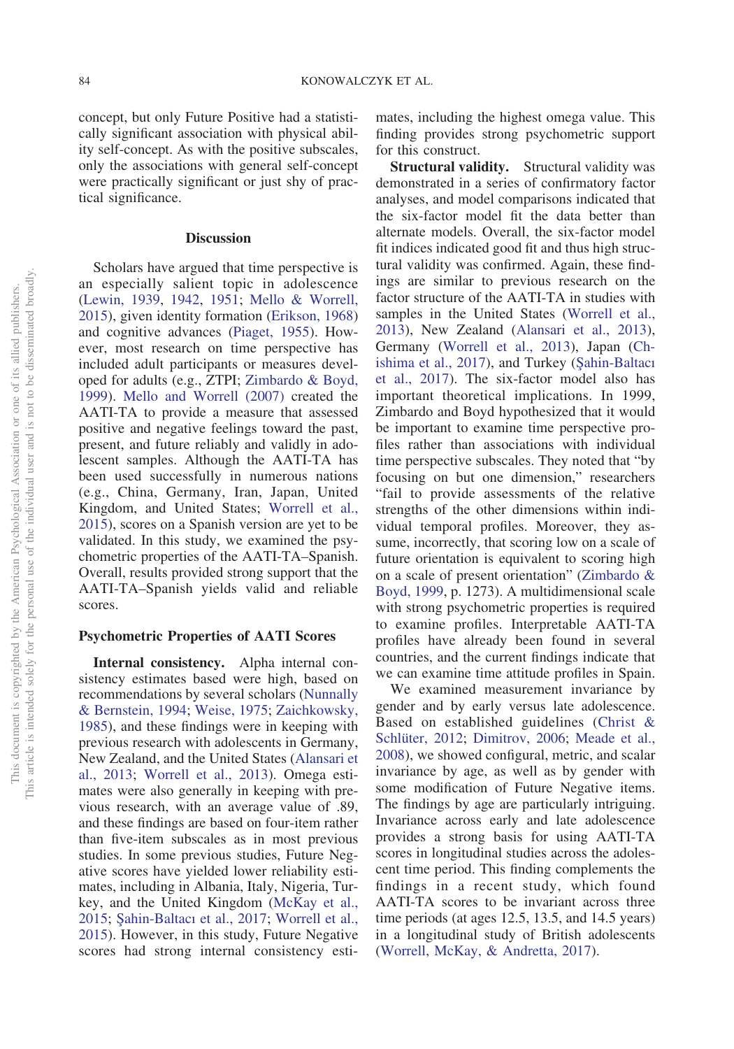concept, but only Future Positive had a statistically significant association with physical ability self-concept. As with the positive subscales, only the associations with general self-concept were practically significant or just shy of practical significance.

## Discussion

Scholars have argued that time perspective is an especially salient topic in adolescence (Lewin, 1939, 1942, 1951; Mello & Worrell, 2015), given identity formation (Erikson, 1968) and cognitive advances (Piaget, 1955). However, most research on time perspective has included adult participants or measures developed for adults (e.g., ZTPI; Zimbardo & Boyd, 1999). Mello and Worrell (2007) created the AATI-TA to provide a measure that assessed positive and negative feelings toward the past, present, and future reliably and validly in adolescent samples. Although the AATI-TA has been used successfully in numerous nations (e.g., China, Germany, Iran, Japan, United Kingdom, and United States; Worrell et al., 2015), scores on a Spanish version are yet to be validated. In this study, we examined the psychometric properties of the AATI-TA–Spanish. Overall, results provided strong support that the AATI-TA–Spanish yields valid and reliable scores.

### Psychometric Properties of AATI Scores

**Internal consistency.** Alpha internal consistency estimates based were high, based on recommendations by several scholars (Nunnally & Bernstein, 1994; Weise, 1975; Zaichkowsky, 1985), and these findings were in keeping with previous research with adolescents in Germany, New Zealand, and the United States (Alansari et al., 2013; Worrell et al., 2013). Omega estimates were also generally in keeping with previous research, with an average value of .89, and these findings are based on four-item rather than five-item subscales as in most previous studies. In some previous studies, Future Negative scores have yielded lower reliability estimates, including in Albania, Italy, Nigeria, Turkey, and the United Kingdom (McKay et al., 2015; Şahin-Baltacı et al., 2017; Worrell et al., 2015). However, in this study, Future Negative scores had strong internal consistency estimates, including the highest omega value. This finding provides strong psychometric support for this construct.

**Structural validity.** Structural validity was demonstrated in a series of confirmatory factor analyses, and model comparisons indicated that the six-factor model fit the data better than alternate models. Overall, the six-factor model fit indices indicated good fit and thus high structural validity was confirmed. Again, these findings are similar to previous research on the factor structure of the AATI-TA in studies with samples in the United States (Worrell et al., 2013), New Zealand (Alansari et al., 2013), Germany (Worrell et al., 2013), Japan (Chishima et al., 2017), and Turkey (Şahin-Baltacı et al., 2017). The six-factor model also has important theoretical implications. In 1999, Zimbardo and Boyd hypothesized that it would be important to examine time perspective profiles rather than associations with individual time perspective subscales. They noted that "by focusing on but one dimension," researchers "fail to provide assessments of the relative strengths of the other dimensions within individual temporal profiles. Moreover, they assume, incorrectly, that scoring low on a scale of future orientation is equivalent to scoring high on a scale of present orientation" (Zimbardo & Boyd, 1999, p. 1273). A multidimensional scale with strong psychometric properties is required to examine profiles. Interpretable AATI-TA profiles have already been found in several countries, and the current findings indicate that we can examine time attitude profiles in Spain.

We examined measurement invariance by gender and by early versus late adolescence. Based on established guidelines (Christ & Schlüter, 2012; Dimitrov, 2006; Meade et al., 2008), we showed configural, metric, and scalar invariance by age, as well as by gender with some modification of Future Negative items. The findings by age are particularly intriguing. Invariance across early and late adolescence provides a strong basis for using AATI-TA scores in longitudinal studies across the adolescent time period. This finding complements the findings in a recent study, which found AATI-TA scores to be invariant across three time periods (at ages 12.5, 13.5, and 14.5 years) in a longitudinal study of British adolescents (Worrell, McKay, & Andretta, 2017).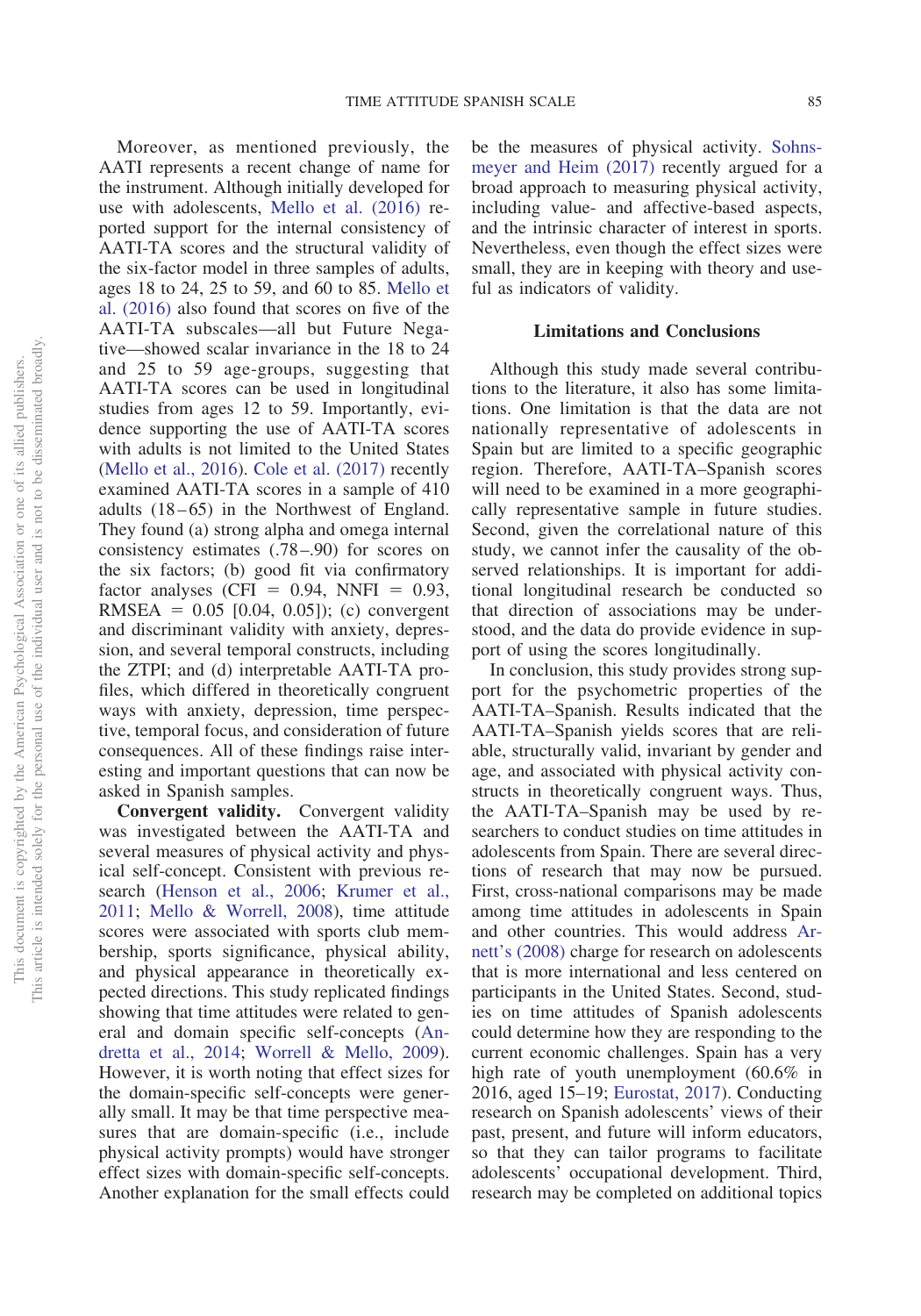Moreover, as mentioned previously, the AATI represents a recent change of name for the instrument. Although initially developed for use with adolescents, Mello et al. (2016) reported support for the internal consistency of AATI-TA scores and the structural validity of the six-factor model in three samples of adults, ages 18 to 24, 25 to 59, and 60 to 85. Mello et al. (2016) also found that scores on five of the AATI-TA subscales—all but Future Negative—showed scalar invariance in the 18 to 24 and 25 to 59 age-groups, suggesting that AATI-TA scores can be used in longitudinal studies from ages 12 to 59. Importantly, evidence supporting the use of AATI-TA scores with adults is not limited to the United States (Mello et al., 2016). Cole et al. (2017) recently examined AATI-TA scores in a sample of 410 adults (18–65) in the Northwest of England. They found (a) strong alpha and omega internal consistency estimates (.78–.90) for scores on the six factors; (b) good fit via confirmatory factor analyses (CFI = 0.94, NNFI = 0.93, RMSEA = 0.05 [0.04, 0.05]); (c) convergent and discriminant validity with anxiety, depression, and several temporal constructs, including the ZTPI; and (d) interpretable AATI-TA profiles, which differed in theoretically congruent ways with anxiety, depression, time perspective, temporal focus, and consideration of future consequences. All of these findings raise interesting and important questions that can now be asked in Spanish samples.

**Convergent validity.** Convergent validity was investigated between the AATI-TA and several measures of physical activity and physical self-concept. Consistent with previous research (Henson et al., 2006; Krumer et al., 2011; Mello & Worrell, 2008), time attitude scores were associated with sports club membership, sports significance, physical ability, and physical appearance in theoretically expected directions. This study replicated findings showing that time attitudes were related to general and domain specific self-concepts (Andretta et al., 2014; Worrell & Mello, 2009). However, it is worth noting that effect sizes for the domain-specific self-concepts were generally small. It may be that time perspective measures that are domain-specific (i.e., include physical activity prompts) would have stronger effect sizes with domain-specific self-concepts. Another explanation for the small effects could be the measures of physical activity. Sohnsmeyer and Heim (2017) recently argued for a broad approach to measuring physical activity, including value- and affective-based aspects, and the intrinsic character of interest in sports. Nevertheless, even though the effect sizes were small, they are in keeping with theory and useful as indicators of validity.

## Limitations and Conclusions

Although this study made several contributions to the literature, it also has some limitations. One limitation is that the data are not nationally representative of adolescents in Spain but are limited to a specific geographic region. Therefore, AATI-TA–Spanish scores will need to be examined in a more geographically representative sample in future studies. Second, given the correlational nature of this study, we cannot infer the causality of the observed relationships. It is important for additional longitudinal research be conducted so that direction of associations may be understood, and the data do provide evidence in support of using the scores longitudinally.

In conclusion, this study provides strong support for the psychometric properties of the AATI-TA–Spanish. Results indicated that the AATI-TA–Spanish yields scores that are reliable, structurally valid, invariant by gender and age, and associated with physical activity constructs in theoretically congruent ways. Thus, the AATI-TA–Spanish may be used by researchers to conduct studies on time attitudes in adolescents from Spain. There are several directions of research that may now be pursued. First, cross-national comparisons may be made among time attitudes in adolescents in Spain and other countries. This would address Arnett's (2008) charge for research on adolescents that is more international and less centered on participants in the United States. Second, studies on time attitudes of Spanish adolescents could determine how they are responding to the current economic challenges. Spain has a very high rate of youth unemployment (60.6% in 2016, aged 15–19; Eurostat, 2017). Conducting research on Spanish adolescents' views of their past, present, and future will inform educators, so that they can tailor programs to facilitate adolescents' occupational development. Third, research may be completed on additional topics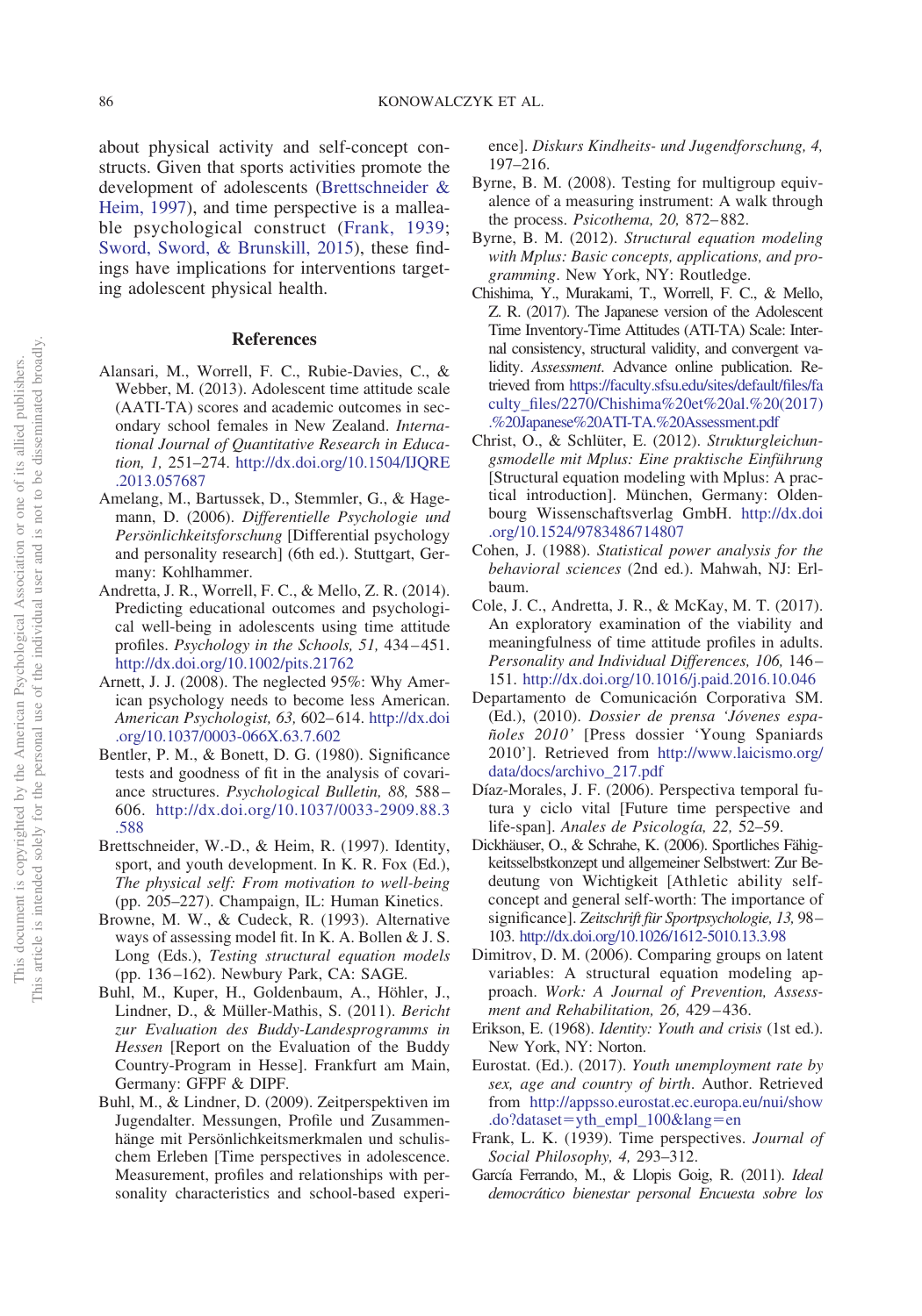about physical activity and self-concept constructs. Given that sports activities promote the development of adolescents (Brettschneider & Heim, 1997), and time perspective is a malleable psychological construct (Frank, 1939; Sword, Sword, & Brunskill, 2015), these findings have implications for interventions targeting adolescent physical health.

## References

Alansari, M., Worrell, F. C., Rubie-Davies, C., & Webber, M. (2013). Adolescent time attitude scale (AATI-TA) scores and academic outcomes in secondary school females in New Zealand. *International Journal of Quantitative Research in Education, 1,* 251–274. http://dx.doi.org/10.1504/IJQRE.2013.057687

Amelang, M., Bartussek, D., Stemmler, G., & Hagemann, D. (2006). *Differentielle Psychologie und Persönlichkeitsforschung* [Differential psychology and personality research] (6th ed.). Stuttgart, Germany: Kohlhammer.

Andretta, J. R., Worrell, F. C., & Mello, Z. R. (2014). Predicting educational outcomes and psychological well-being in adolescents using time attitude profiles. *Psychology in the Schools, 51,* 434–451. http://dx.doi.org/10.1002/pits.21762

Arnett, J. J. (2008). The neglected 95%: Why American psychology needs to become less American. *American Psychologist, 63,* 602–614. http://dx.doi.org/10.1037/0003-066X.63.7.602

Bentler, P. M., & Bonett, D. G. (1980). Significance tests and goodness of fit in the analysis of covariance structures. *Psychological Bulletin, 88,* 588–606. http://dx.doi.org/10.1037/0033-2909.88.3.588

Brettschneider, W.-D., & Heim, R. (1997). Identity, sport, and youth development. In K. R. Fox (Ed.), *The physical self: From motivation to well-being* (pp. 205–227). Champaign, IL: Human Kinetics.

Browne, M. W., & Cudeck, R. (1993). Alternative ways of assessing model fit. In K. A. Bollen & J. S. Long (Eds.), *Testing structural equation models* (pp. 136–162). Newbury Park, CA: SAGE.

Buhl, M., Kuper, H., Goldenbaum, A., Höhler, J., Lindner, D., & Müller-Mathis, S. (2011). *Bericht zur Evaluation des Buddy-Landesprogramms in Hessen* [Report on the Evaluation of the Buddy Country-Program in Hesse]. Frankfurt am Main, Germany: GFPF & DIPF.

Buhl, M., & Lindner, D. (2009). Zeitperspektiven im Jugendalter. Messungen, Profile und Zusammenhänge mit Persönlichkeitsmerkmalen und schulischem Erleben [Time perspectives in adolescence. Measurement, profiles and relationships with personality characteristics and school-based experience]. *Diskurs Kindheits- und Jugendforschung, 4,* 197–216.

Byrne, B. M. (2008). Testing for multigroup equivalence of a measuring instrument: A walk through the process. *Psicothema, 20,* 872–882.

Byrne, B. M. (2012). *Structural equation modeling with Mplus: Basic concepts, applications, and programming*. New York, NY: Routledge.

Chishima, Y., Murakami, T., Worrell, F. C., & Mello, Z. R. (2017). The Japanese version of the Adolescent Time Inventory-Time Attitudes (ATI-TA) Scale: Internal consistency, structural validity, and convergent validity. *Assessment*. Advance online publication. Retrieved from https://faculty.sfsu.edu/sites/default/files/faculty_files/2270/Chishima%20et%20al.%20(2017).%20Japanese%20ATI-TA.%20Assessment.pdf

Christ, O., & Schlüter, E. (2012). *Strukturgleichungsmodelle mit Mplus: Eine praktische Einführung* [Structural equation modeling with Mplus: A practical introduction]. München, Germany: Oldenbourg Wissenschaftsverlag GmbH. http://dx.doi.org/10.1524/9783486714807

Cohen, J. (1988). *Statistical power analysis for the behavioral sciences* (2nd ed.). Mahwah, NJ: Erlbaum.

Cole, J. C., Andretta, J. R., & McKay, M. T. (2017). An exploratory examination of the viability and meaningfulness of time attitude profiles in adults. *Personality and Individual Differences, 106,* 146–151. http://dx.doi.org/10.1016/j.paid.2016.10.046

Departamento de Comunicación Corporativa SM. (Ed.), (2010). *Dossier de prensa 'Jóvenes españoles 2010'* [Press dossier 'Young Spaniards 2010']. Retrieved from http://www.laicismo.org/data/docs/archivo_217.pdf

Díaz-Morales, J. F. (2006). Perspectiva temporal futura y ciclo vital [Future time perspective and life-span]. *Anales de Psicología, 22,* 52–59.

Dickhäuser, O., & Schrahe, K. (2006). Sportliches Fähigkeitsselbstkonzept und allgemeiner Selbstwert: Zur Bedeutung von Wichtigkeit [Athletic ability self-concept and general self-worth: The importance of significance]. *Zeitschrift für Sportpsychologie, 13,* 98–103. http://dx.doi.org/10.1026/1612-5010.13.3.98

Dimitrov, D. M. (2006). Comparing groups on latent variables: A structural equation modeling approach. *Work: A Journal of Prevention, Assessment and Rehabilitation, 26,* 429–436.

Erikson, E. (1968). *Identity: Youth and crisis* (1st ed.). New York, NY: Norton.

Eurostat. (Ed.). (2017). *Youth unemployment rate by sex, age and country of birth*. Author. Retrieved from http://appsso.eurostat.ec.europa.eu/nui/show.do?dataset=yth_empl_100&lang=en

Frank, L. K. (1939). Time perspectives. *Journal of Social Philosophy, 4,* 293–312.

García Ferrando, M., & Llopis Goig, R. (2011). *Ideal democrático bienestar personal Encuesta sobre los*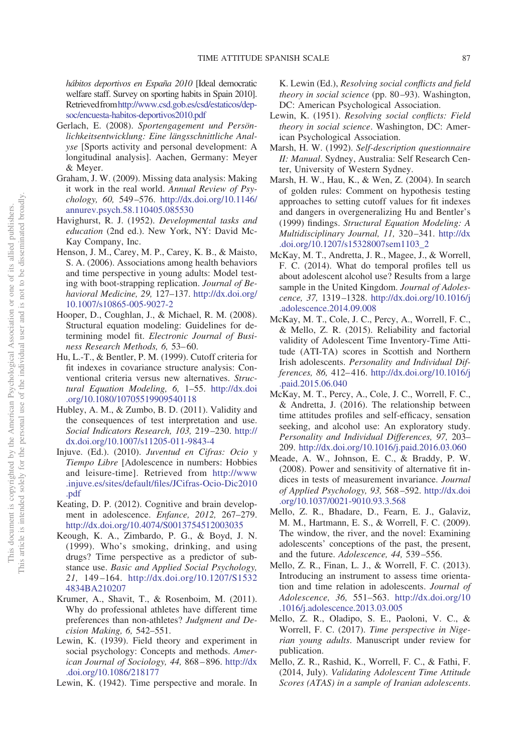*hábitos deportivos en España 2010* [Ideal democratic welfare staff. Survey on sporting habits in Spain 2010]. Retrieved from http://www.csd.gob.es/csd/estaticos/dep-soc/encuesta-habitos-deportivos2010.pdf

Gerlach, E. (2008). *Sportengagement und Persönlichkeitsentwicklung: Eine längsschnittliche Analyse* [Sports activity and personal development: A longitudinal analysis]. Aachen, Germany: Meyer & Meyer.

Graham, J. W. (2009). Missing data analysis: Making it work in the real world. *Annual Review of Psychology, 60,* 549–576. http://dx.doi.org/10.1146/annurev.psych.58.110405.085530

Havighurst, R. J. (1952). *Developmental tasks and education* (2nd ed.). New York, NY: David McKay Company, Inc.

Henson, J. M., Carey, M. P., Carey, K. B., & Maisto, S. A. (2006). Associations among health behaviors and time perspective in young adults: Model testing with boot-strapping replication. *Journal of Behavioral Medicine, 29,* 127–137. http://dx.doi.org/10.1007/s10865-005-9027-2

Hooper, D., Coughlan, J., & Michael, R. M. (2008). Structural equation modeling: Guidelines for determining model fit. *Electronic Journal of Business Research Methods, 6,* 53–60.

Hu, L.-T., & Bentler, P. M. (1999). Cutoff criteria for fit indexes in covariance structure analysis: Conventional criteria versus new alternatives. *Structural Equation Modeling, 6,* 1–55. http://dx.doi.org/10.1080/10705519909540118

Hubley, A. M., & Zumbo, B. D. (2011). Validity and the consequences of test interpretation and use. *Social Indicators Research, 103,* 219–230. http://dx.doi.org/10.1007/s11205-011-9843-4

Injuve. (Ed.). (2010). *Juventud en Cifras: Ocio y Tiempo Libre* [Adolescence in numbers: Hobbies and leisure-time]. Retrieved from http://www.injuve.es/sites/default/files/JCifras-Ocio-Dic2010.pdf

Keating, D. P. (2012). Cognitive and brain development in adolescence. *Enfance, 2012,* 267–279. http://dx.doi.org/10.4074/S0013754512003035

Keough, K. A., Zimbardo, P. G., & Boyd, J. N. (1999). Who's smoking, drinking, and using drugs? Time perspective as a predictor of substance use. *Basic and Applied Social Psychology, 21,* 149–164. http://dx.doi.org/10.1207/S15324834BA210207

Krumer, A., Shavit, T., & Rosenboim, M. (2011). Why do professional athletes have different time preferences than non-athletes? *Judgment and Decision Making, 6,* 542–551.

Lewin, K. (1939). Field theory and experiment in social psychology: Concepts and methods. *American Journal of Sociology, 44,* 868–896. http://dx.doi.org/10.1086/218177

Lewin, K. (1942). Time perspective and morale. In K. Lewin (Ed.), *Resolving social conflicts and field theory in social science* (pp. 80–93). Washington, DC: American Psychological Association.

Lewin, K. (1951). *Resolving social conflicts: Field theory in social science*. Washington, DC: American Psychological Association.

Marsh, H. W. (1992). *Self-description questionnaire II: Manual*. Sydney, Australia: Self Research Center, University of Western Sydney.

Marsh, H. W., Hau, K., & Wen, Z. (2004). In search of golden rules: Comment on hypothesis testing approaches to setting cutoff values for fit indexes and dangers in overgeneralizing Hu and Bentler's (1999) findings. *Structural Equation Modeling: A Multidisciplinary Journal, 11,* 320–341. http://dx.doi.org/10.1207/s15328007sem1103_2

McKay, M. T., Andretta, J. R., Magee, J., & Worrell, F. C. (2014). What do temporal profiles tell us about adolescent alcohol use? Results from a large sample in the United Kingdom. *Journal of Adolescence, 37,* 1319–1328. http://dx.doi.org/10.1016/j.adolescence.2014.09.008

McKay, M. T., Cole, J. C., Percy, A., Worrell, F. C., & Mello, Z. R. (2015). Reliability and factorial validity of Adolescent Time Inventory-Time Attitude (ATI-TA) scores in Scottish and Northern Irish adolescents. *Personality and Individual Differences, 86,* 412–416. http://dx.doi.org/10.1016/j.paid.2015.06.040

McKay, M. T., Percy, A., Cole, J. C., Worrell, F. C., & Andretta, J. (2016). The relationship between time attitudes profiles and self-efficacy, sensation seeking, and alcohol use: An exploratory study. *Personality and Individual Differences, 97,* 203–209. http://dx.doi.org/10.1016/j.paid.2016.03.060

Meade, A. W., Johnson, E. C., & Braddy, P. W. (2008). Power and sensitivity of alternative fit indices in tests of measurement invariance. *Journal of Applied Psychology, 93,* 568–592. http://dx.doi.org/10.1037/0021-9010.93.3.568

Mello, Z. R., Bhadare, D., Fearn, E. J., Galaviz, M. M., Hartmann, E. S., & Worrell, F. C. (2009). The window, the river, and the novel: Examining adolescents' conceptions of the past, the present, and the future. *Adolescence, 44,* 539–556.

Mello, Z. R., Finan, L. J., & Worrell, F. C. (2013). Introducing an instrument to assess time orientation and time relation in adolescents. *Journal of Adolescence, 36,* 551–563. http://dx.doi.org/10.1016/j.adolescence.2013.03.005

Mello, Z. R., Oladipo, S. E., Paoloni, V. C., & Worrell, F. C. (2017). *Time perspective in Nigerian young adults*. Manuscript under review for publication.

Mello, Z. R., Rashid, K., Worrell, F. C., & Fathi, F. (2014, July). *Validating Adolescent Time Attitude Scores (ATAS) in a sample of Iranian adolescents*.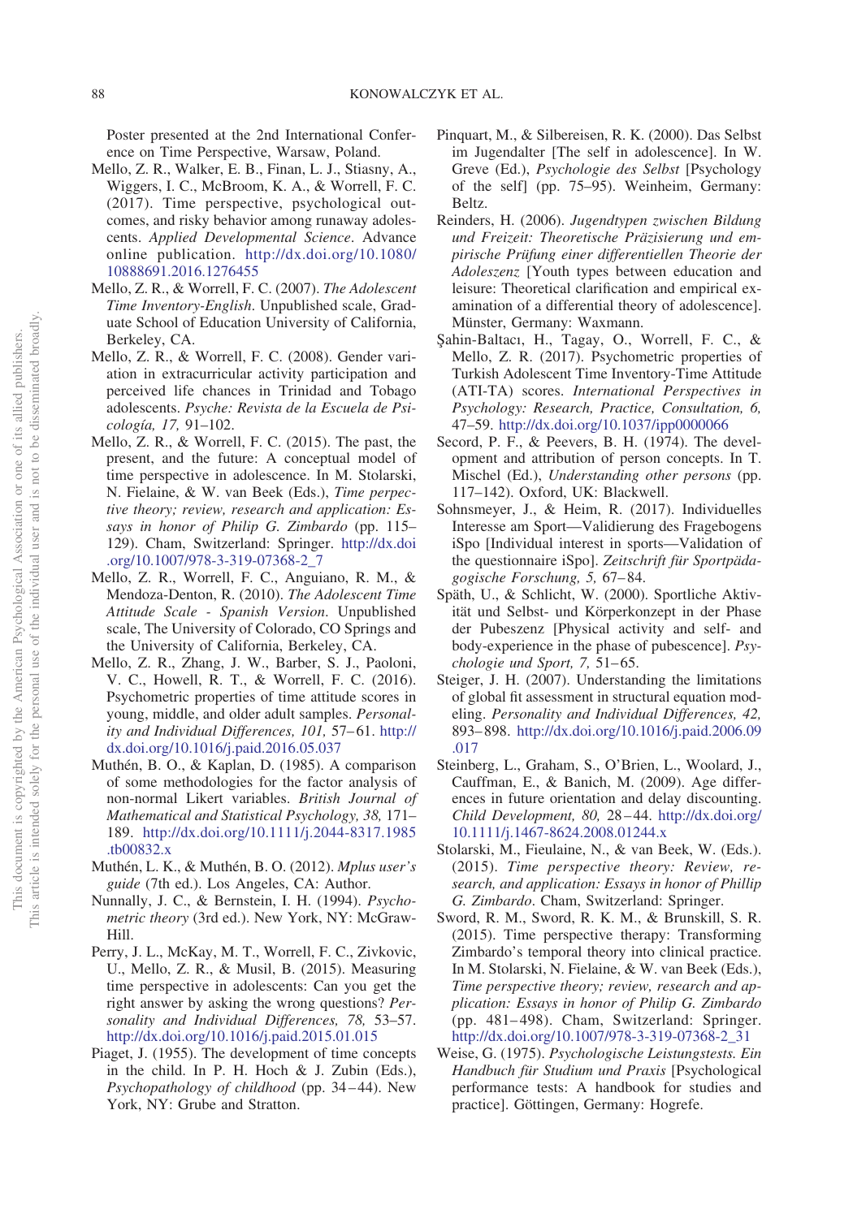Poster presented at the 2nd International Conference on Time Perspective, Warsaw, Poland.

Mello, Z. R., Walker, E. B., Finan, L. J., Stiasny, A., Wiggers, I. C., McBroom, K. A., & Worrell, F. C. (2017). Time perspective, psychological outcomes, and risky behavior among runaway adolescents. *Applied Developmental Science*. Advance online publication. http://dx.doi.org/10.1080/10888691.2016.1276455

Mello, Z. R., & Worrell, F. C. (2007). *The Adolescent Time Inventory-English*. Unpublished scale, Graduate School of Education University of California, Berkeley, CA.

Mello, Z. R., & Worrell, F. C. (2008). Gender variation in extracurricular activity participation and perceived life chances in Trinidad and Tobago adolescents. *Psyche: Revista de la Escuela de Psicología, 17,* 91–102.

Mello, Z. R., & Worrell, F. C. (2015). The past, the present, and the future: A conceptual model of time perspective in adolescence. In M. Stolarski, N. Fielaine, & W. van Beek (Eds.), *Time perspective theory; review, research and application: Essays in honor of Philip G. Zimbardo* (pp. 115–129). Cham, Switzerland: Springer. http://dx.doi.org/10.1007/978-3-319-07368-2_7

Mello, Z. R., Worrell, F. C., Anguiano, R. M., & Mendoza-Denton, R. (2010). *The Adolescent Time Attitude Scale - Spanish Version*. Unpublished scale, The University of Colorado, CO Springs and the University of California, Berkeley, CA.

Mello, Z. R., Zhang, J. W., Barber, S. J., Paoloni, V. C., Howell, R. T., & Worrell, F. C. (2016). Psychometric properties of time attitude scores in young, middle, and older adult samples. *Personality and Individual Differences, 101,* 57–61. http://dx.doi.org/10.1016/j.paid.2016.05.037

Muthén, B. O., & Kaplan, D. (1985). A comparison of some methodologies for the factor analysis of non-normal Likert variables. *British Journal of Mathematical and Statistical Psychology, 38,* 171–189. http://dx.doi.org/10.1111/j.2044-8317.1985.tb00832.x

Muthén, L. K., & Muthén, B. O. (2012). *Mplus user's guide* (7th ed.). Los Angeles, CA: Author.

Nunnally, J. C., & Bernstein, I. H. (1994). *Psychometric theory* (3rd ed.). New York, NY: McGraw-Hill.

Perry, J. L., McKay, M. T., Worrell, F. C., Zivkovic, U., Mello, Z. R., & Musil, B. (2015). Measuring time perspective in adolescents: Can you get the right answer by asking the wrong questions? *Personality and Individual Differences, 78,* 53–57. http://dx.doi.org/10.1016/j.paid.2015.01.015

Piaget, J. (1955). The development of time concepts in the child. In P. H. Hoch & J. Zubin (Eds.), *Psychopathology of childhood* (pp. 34–44). New York, NY: Grube and Stratton.

Pinquart, M., & Silbereisen, R. K. (2000). Das Selbst im Jugendalter [The self in adolescence]. In W. Greve (Ed.), *Psychologie des Selbst* [Psychology of the self] (pp. 75–95). Weinheim, Germany: Beltz.

Reinders, H. (2006). *Jugendtypen zwischen Bildung und Freizeit: Theoretische Präzisierung und empirische Prüfung einer differentiellen Theorie der Adoleszenz* [Youth types between education and leisure: Theoretical clarification and empirical examination of a differential theory of adolescence]. Münster, Germany: Waxmann.

Şahin-Baltacı, H., Tagay, O., Worrell, F. C., & Mello, Z. R. (2017). Psychometric properties of Turkish Adolescent Time Inventory-Time Attitude (ATI-TA) scores. *International Perspectives in Psychology: Research, Practice, Consultation, 6,* 47–59. http://dx.doi.org/10.1037/ipp0000066

Secord, P. F., & Peevers, B. H. (1974). The development and attribution of person concepts. In T. Mischel (Ed.), *Understanding other persons* (pp. 117–142). Oxford, UK: Blackwell.

Sohnsmeyer, J., & Heim, R. (2017). Individuelles Interesse am Sport—Validierung des Fragebogens iSpo [Individual interest in sports—Validation of the questionnaire iSpo]. *Zeitschrift für Sportpädagogische Forschung, 5,* 67–84.

Späth, U., & Schlicht, W. (2000). Sportliche Aktivität und Selbst- und Körperkonzept in der Phase der Pubeszenz [Physical activity and self- and body-experience in the phase of pubescence]. *Psychologie und Sport, 7,* 51–65.

Steiger, J. H. (2007). Understanding the limitations of global fit assessment in structural equation modeling. *Personality and Individual Differences, 42,* 893–898. http://dx.doi.org/10.1016/j.paid.2006.09.017

Steinberg, L., Graham, S., O'Brien, L., Woolard, J., Cauffman, E., & Banich, M. (2009). Age differences in future orientation and delay discounting. *Child Development, 80,* 28–44. http://dx.doi.org/10.1111/j.1467-8624.2008.01244.x

Stolarski, M., Fieulaine, N., & van Beek, W. (Eds.). (2015). *Time perspective theory: Review, research, and application: Essays in honor of Phillip G. Zimbardo*. Cham, Switzerland: Springer.

Sword, R. M., Sword, R. K. M., & Brunskill, S. R. (2015). Time perspective therapy: Transforming Zimbardo's temporal theory into clinical practice. In M. Stolarski, N. Fielaine, & W. van Beek (Eds.), *Time perspective theory; review, research and application: Essays in honor of Philip G. Zimbardo* (pp. 481–498). Cham, Switzerland: Springer. http://dx.doi.org/10.1007/978-3-319-07368-2_31

Weise, G. (1975). *Psychologische Leistungstests. Ein Handbuch für Studium und Praxis* [Psychological performance tests: A handbook for studies and practice]. Göttingen, Germany: Hogrefe.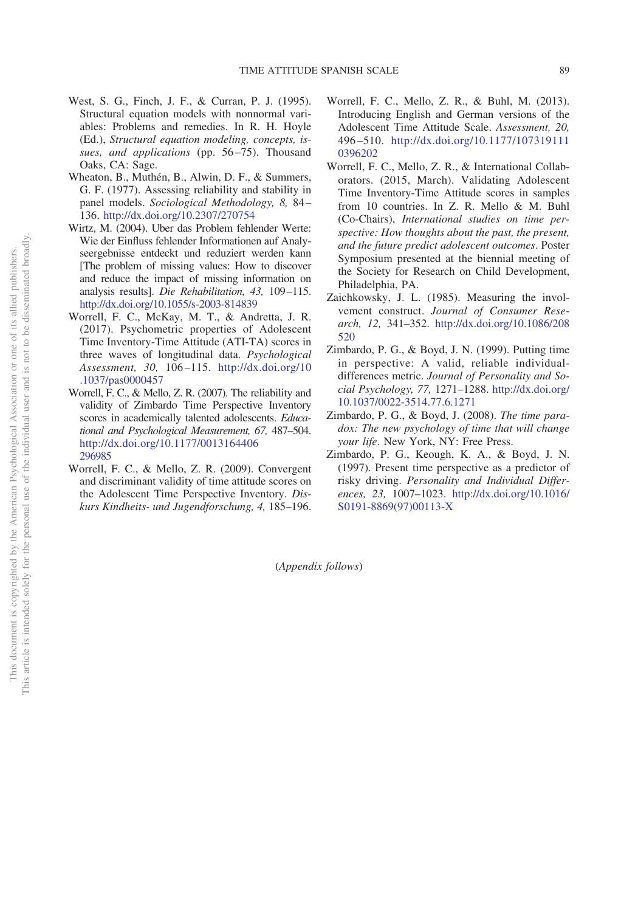West, S. G., Finch, J. F., & Curran, P. J. (1995). Structural equation models with nonnormal variables: Problems and remedies. In R. H. Hoyle (Ed.), *Structural equation modeling, concepts, issues, and applications* (pp. 56–75). Thousand Oaks, CA: Sage.

Wheaton, B., Muthén, B., Alwin, D. F., & Summers, G. F. (1977). Assessing reliability and stability in panel models. *Sociological Methodology, 8,* 84–136. http://dx.doi.org/10.2307/270754

Wirtz, M. (2004). Uber das Problem fehlender Werte: Wie der Einfluss fehlender Informationen auf Analyseergebnisse entdeckt und reduziert werden kann [The problem of missing values: How to discover and reduce the impact of missing information on analysis results]. *Die Rehabilitation, 43,* 109–115. http://dx.doi.org/10.1055/s-2003-814839

Worrell, F. C., McKay, M. T., & Andretta, J. R. (2017). Psychometric properties of Adolescent Time Inventory-Time Attitude (ATI-TA) scores in three waves of longitudinal data. *Psychological Assessment, 30,* 106–115. http://dx.doi.org/10.1037/pas0000457

Worrell, F. C., & Mello, Z. R. (2007). The reliability and validity of Zimbardo Time Perspective Inventory scores in academically talented adolescents. *Educational and Psychological Measurement, 67,* 487–504. http://dx.doi.org/10.1177/0013164406296985

Worrell, F. C., & Mello, Z. R. (2009). Convergent and discriminant validity of time attitude scores on the Adolescent Time Perspective Inventory. *Diskurs Kindheits- und Jugendforschung, 4,* 185–196.

Worrell, F. C., Mello, Z. R., & Buhl, M. (2013). Introducing English and German versions of the Adolescent Time Attitude Scale. *Assessment, 20,* 496–510. http://dx.doi.org/10.1177/1073191110396202

Worrell, F. C., Mello, Z. R., & International Collaborators. (2015, March). Validating Adolescent Time Inventory-Time Attitude scores in samples from 10 countries. In Z. R. Mello & M. Buhl (Co-Chairs), *International studies on time perspective: How thoughts about the past, the present, and the future predict adolescent outcomes*. Poster Symposium presented at the biennial meeting of the Society for Research on Child Development, Philadelphia, PA.

Zaichkowsky, J. L. (1985). Measuring the involvement construct. *Journal of Consumer Research, 12,* 341–352. http://dx.doi.org/10.1086/208520

Zimbardo, P. G., & Boyd, J. N. (1999). Putting time in perspective: A valid, reliable individual-differences metric. *Journal of Personality and Social Psychology, 77,* 1271–1288. http://dx.doi.org/10.1037/0022-3514.77.6.1271

Zimbardo, P. G., & Boyd, J. (2008). *The time paradox: The new psychology of time that will change your life*. New York, NY: Free Press.

Zimbardo, P. G., Keough, K. A., & Boyd, J. N. (1997). Present time perspective as a predictor of risky driving. *Personality and Individual Differences, 23,* 1007–1023. http://dx.doi.org/10.1016/S0191-8869(97)00113-X

(*Appendix follows*)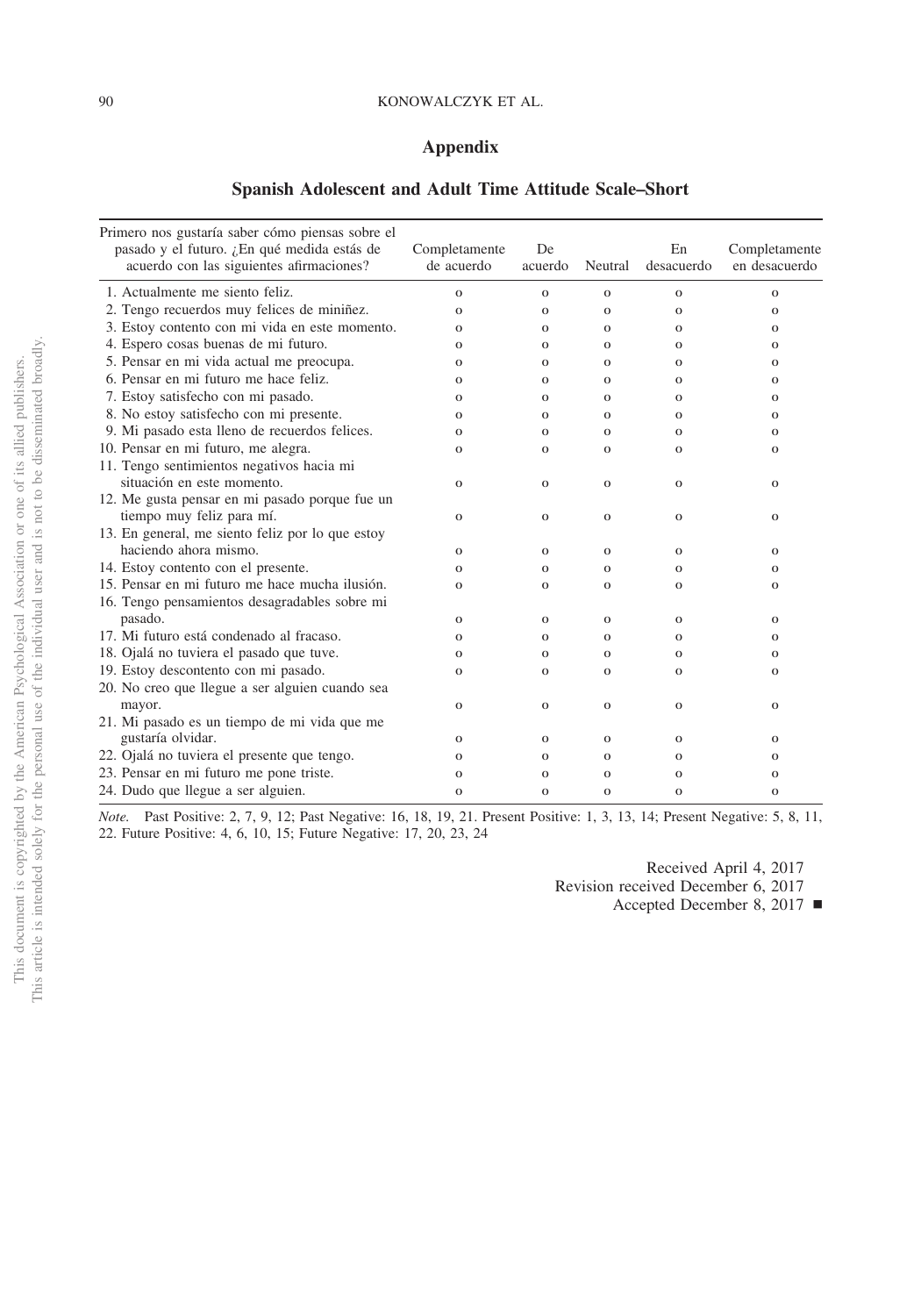# Appendix

## Spanish Adolescent and Adult Time Attitude Scale–Short

| Primero nos gustaría saber cómo piensas sobre el pasado y el futuro. ¿En qué medida estás de acuerdo con las siguientes afirmaciones? | Completamente de acuerdo | De acuerdo | Neutral | En desacuerdo | Completamente en desacuerdo |
|---|---|---|---|---|---|
| 1. Actualmente me siento feliz. | o | o | o | o | o |
| 2. Tengo recuerdos muy felices de miniñez. | o | o | o | o | o |
| 3. Estoy contento con mi vida en este momento. | o | o | o | o | o |
| 4. Espero cosas buenas de mi futuro. | o | o | o | o | o |
| 5. Pensar en mi vida actual me preocupa. | o | o | o | o | o |
| 6. Pensar en mi futuro me hace feliz. | o | o | o | o | o |
| 7. Estoy satisfecho con mi pasado. | o | o | o | o | o |
| 8. No estoy satisfecho con mi presente. | o | o | o | o | o |
| 9. Mi pasado esta lleno de recuerdos felices. | o | o | o | o | o |
| 10. Pensar en mi futuro, me alegra. | o | o | o | o | o |
| 11. Tengo sentimientos negativos hacia mi situación en este momento. | o | o | o | o | o |
| 12. Me gusta pensar en mi pasado porque fue un tiempo muy feliz para mí. | o | o | o | o | o |
| 13. En general, me siento feliz por lo que estoy haciendo ahora mismo. | o | o | o | o | o |
| 14. Estoy contento con el presente. | o | o | o | o | o |
| 15. Pensar en mi futuro me hace mucha ilusión. | o | o | o | o | o |
| 16. Tengo pensamientos desagradables sobre mi pasado. | o | o | o | o | o |
| 17. Mi futuro está condenado al fracaso. | o | o | o | o | o |
| 18. Ojalá no tuviera el pasado que tuve. | o | o | o | o | o |
| 19. Estoy descontento con mi pasado. | o | o | o | o | o |
| 20. No creo que llegue a ser alguien cuando sea mayor. | o | o | o | o | o |
| 21. Mi pasado es un tiempo de mi vida que me gustaría olvidar. | o | o | o | o | o |
| 22. Ojalá no tuviera el presente que tengo. | o | o | o | o | o |
| 23. Pensar en mi futuro me pone triste. | o | o | o | o | o |
| 24. Dudo que llegue a ser alguien. | o | o | o | o | o |

*Note.* Past Positive: 2, 7, 9, 12; Past Negative: 16, 18, 19, 21. Present Positive: 1, 3, 13, 14; Present Negative: 5, 8, 11, 22. Future Positive: 4, 6, 10, 15; Future Negative: 17, 20, 23, 24

Received April 4, 2017
Revision received December 6, 2017
Accepted December 8, 2017 ■